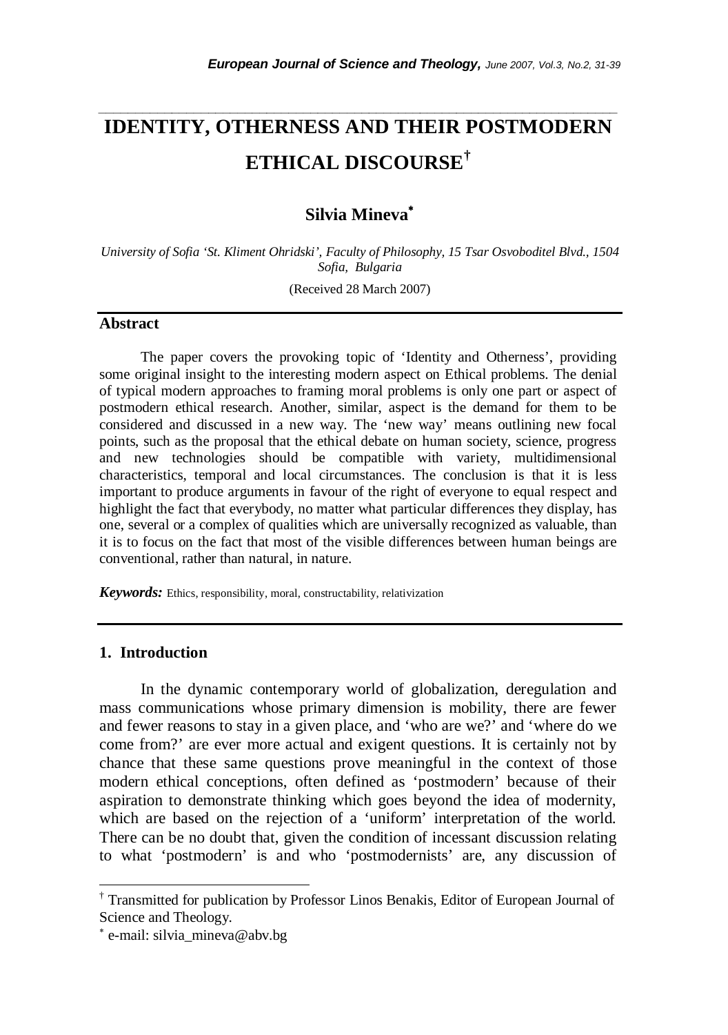# IDENTITY, OTHERNESS AND THEIR POSTMODERN ETHICAL DISCOURSE[†]

## Silvia Mineva[*]

*University of Sofia 'St. Kliment Ohridski', Faculty of Philosophy, 15 Tsar Osvoboditel Blvd., 1504 Sofia, Bulgaria*

(Received 28 March 2007)

## Abstract

The paper covers the provoking topic of 'Identity and Otherness', providing some original insight to the interesting modern aspect on Ethical problems. The denial of typical modern approaches to framing moral problems is only one part or aspect of postmodern ethical research. Another, similar, aspect is the demand for them to be considered and discussed in a new way. The 'new way' means outlining new focal points, such as the proposal that the ethical debate on human society, science, progress and new technologies should be compatible with variety, multidimensional characteristics, temporal and local circumstances. The conclusion is that it is less important to produce arguments in favour of the right of everyone to equal respect and highlight the fact that everybody, no matter what particular differences they display, has one, several or a complex of qualities which are universally recognized as valuable, than it is to focus on the fact that most of the visible differences between human beings are conventional, rather than natural, in nature.

***Keywords:*** Ethics, responsibility, moral, constructability, relativization

## 1. Introduction

In the dynamic contemporary world of globalization, deregulation and mass communications whose primary dimension is mobility, there are fewer and fewer reasons to stay in a given place, and 'who are we?' and 'where do we come from?' are ever more actual and exigent questions. It is certainly not by chance that these same questions prove meaningful in the context of those modern ethical conceptions, often defined as 'postmodern' because of their aspiration to demonstrate thinking which goes beyond the idea of modernity, which are based on the rejection of a 'uniform' interpretation of the world. There can be no doubt that, given the condition of incessant discussion relating to what 'postmodern' is and who 'postmodernists' are, any discussion of

---

[†] Transmitted for publication by Professor Linos Benakis, Editor of European Journal of Science and Theology.

[*] e-mail: silvia_mineva@abv.bg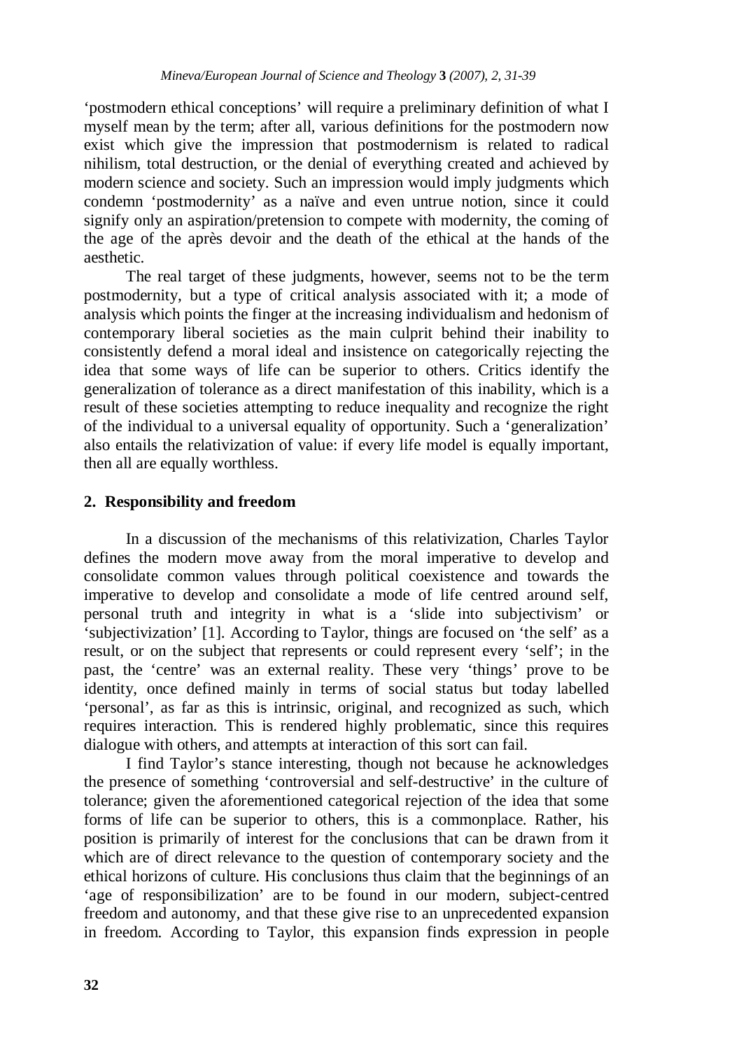'postmodern ethical conceptions' will require a preliminary definition of what I myself mean by the term; after all, various definitions for the postmodern now exist which give the impression that postmodernism is related to radical nihilism, total destruction, or the denial of everything created and achieved by modern science and society. Such an impression would imply judgments which condemn 'postmodernity' as a naïve and even untrue notion, since it could signify only an aspiration/pretension to compete with modernity, the coming of the age of the après devoir and the death of the ethical at the hands of the aesthetic.

The real target of these judgments, however, seems not to be the term postmodernity, but a type of critical analysis associated with it; a mode of analysis which points the finger at the increasing individualism and hedonism of contemporary liberal societies as the main culprit behind their inability to consistently defend a moral ideal and insistence on categorically rejecting the idea that some ways of life can be superior to others. Critics identify the generalization of tolerance as a direct manifestation of this inability, which is a result of these societies attempting to reduce inequality and recognize the right of the individual to a universal equality of opportunity. Such a 'generalization' also entails the relativization of value: if every life model is equally important, then all are equally worthless.

## 2. Responsibility and freedom

In a discussion of the mechanisms of this relativization, Charles Taylor defines the modern move away from the moral imperative to develop and consolidate common values through political coexistence and towards the imperative to develop and consolidate a mode of life centred around self, personal truth and integrity in what is a 'slide into subjectivism' or 'subjectivization' [1]. According to Taylor, things are focused on 'the self' as a result, or on the subject that represents or could represent every 'self'; in the past, the 'centre' was an external reality. These very 'things' prove to be identity, once defined mainly in terms of social status but today labelled 'personal', as far as this is intrinsic, original, and recognized as such, which requires interaction. This is rendered highly problematic, since this requires dialogue with others, and attempts at interaction of this sort can fail.

I find Taylor's stance interesting, though not because he acknowledges the presence of something 'controversial and self-destructive' in the culture of tolerance; given the aforementioned categorical rejection of the idea that some forms of life can be superior to others, this is a commonplace. Rather, his position is primarily of interest for the conclusions that can be drawn from it which are of direct relevance to the question of contemporary society and the ethical horizons of culture. His conclusions thus claim that the beginnings of an 'age of responsibilization' are to be found in our modern, subject-centred freedom and autonomy, and that these give rise to an unprecedented expansion in freedom. According to Taylor, this expansion finds expression in people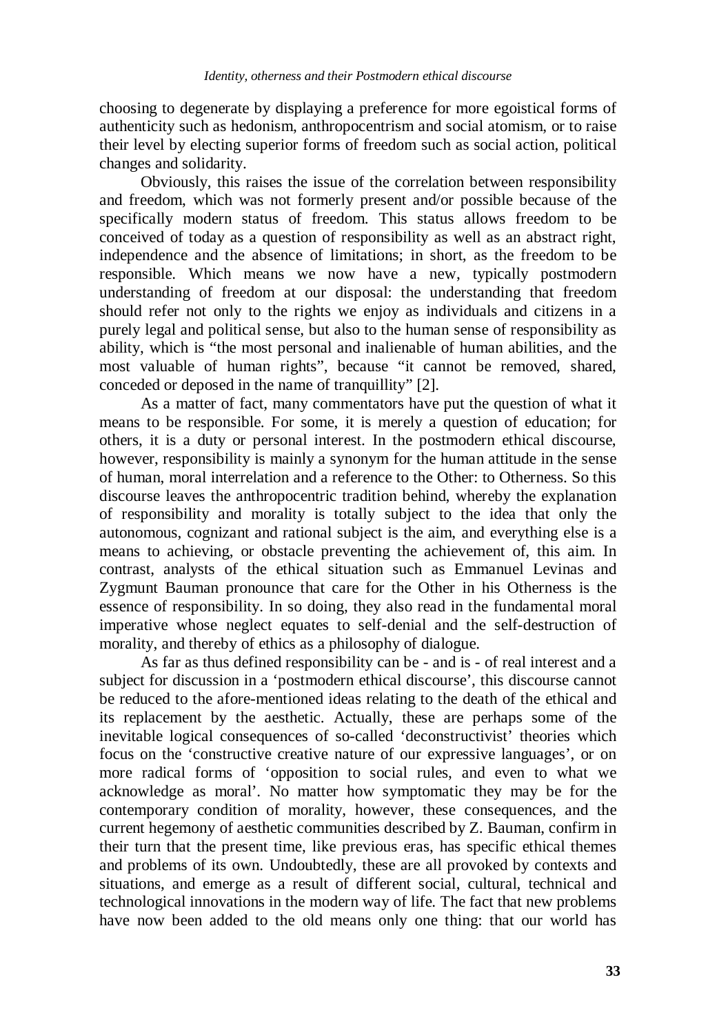choosing to degenerate by displaying a preference for more egoistical forms of authenticity such as hedonism, anthropocentrism and social atomism, or to raise their level by electing superior forms of freedom such as social action, political changes and solidarity.

Obviously, this raises the issue of the correlation between responsibility and freedom, which was not formerly present and/or possible because of the specifically modern status of freedom. This status allows freedom to be conceived of today as a question of responsibility as well as an abstract right, independence and the absence of limitations; in short, as the freedom to be responsible. Which means we now have a new, typically postmodern understanding of freedom at our disposal: the understanding that freedom should refer not only to the rights we enjoy as individuals and citizens in a purely legal and political sense, but also to the human sense of responsibility as ability, which is "the most personal and inalienable of human abilities, and the most valuable of human rights", because "it cannot be removed, shared, conceded or deposed in the name of tranquillity" [2].

As a matter of fact, many commentators have put the question of what it means to be responsible. For some, it is merely a question of education; for others, it is a duty or personal interest. In the postmodern ethical discourse, however, responsibility is mainly a synonym for the human attitude in the sense of human, moral interrelation and a reference to the Other: to Otherness. So this discourse leaves the anthropocentric tradition behind, whereby the explanation of responsibility and morality is totally subject to the idea that only the autonomous, cognizant and rational subject is the aim, and everything else is a means to achieving, or obstacle preventing the achievement of, this aim. In contrast, analysts of the ethical situation such as Emmanuel Levinas and Zygmunt Bauman pronounce that care for the Other in his Otherness is the essence of responsibility. In so doing, they also read in the fundamental moral imperative whose neglect equates to self-denial and the self-destruction of morality, and thereby of ethics as a philosophy of dialogue.

As far as thus defined responsibility can be - and is - of real interest and a subject for discussion in a 'postmodern ethical discourse', this discourse cannot be reduced to the afore-mentioned ideas relating to the death of the ethical and its replacement by the aesthetic. Actually, these are perhaps some of the inevitable logical consequences of so-called 'deconstructivist' theories which focus on the 'constructive creative nature of our expressive languages', or on more radical forms of 'opposition to social rules, and even to what we acknowledge as moral'. No matter how symptomatic they may be for the contemporary condition of morality, however, these consequences, and the current hegemony of aesthetic communities described by Z. Bauman, confirm in their turn that the present time, like previous eras, has specific ethical themes and problems of its own. Undoubtedly, these are all provoked by contexts and situations, and emerge as a result of different social, cultural, technical and technological innovations in the modern way of life. The fact that new problems have now been added to the old means only one thing: that our world has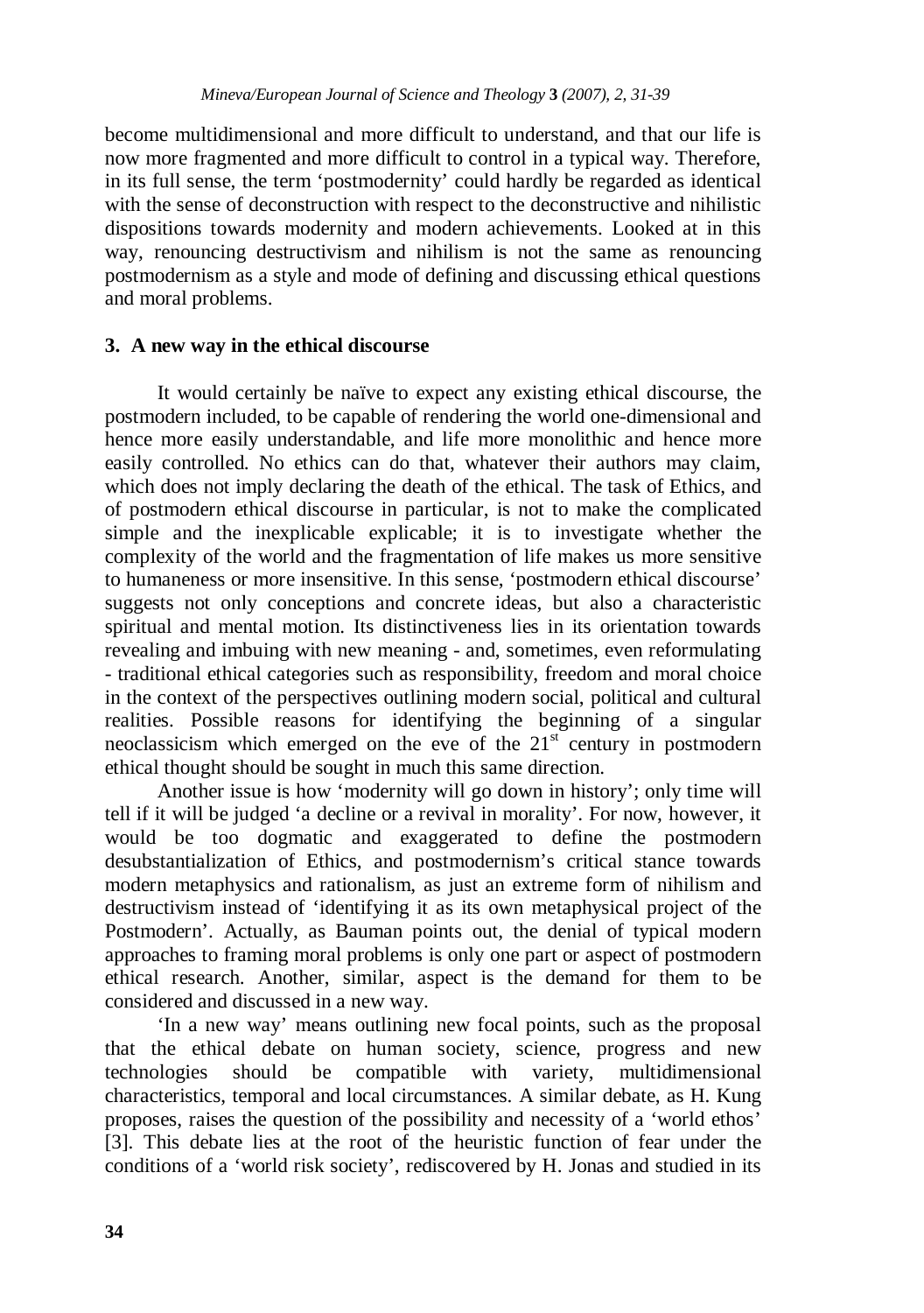become multidimensional and more difficult to understand, and that our life is now more fragmented and more difficult to control in a typical way. Therefore, in its full sense, the term 'postmodernity' could hardly be regarded as identical with the sense of deconstruction with respect to the deconstructive and nihilistic dispositions towards modernity and modern achievements. Looked at in this way, renouncing destructivism and nihilism is not the same as renouncing postmodernism as a style and mode of defining and discussing ethical questions and moral problems.

## 3. A new way in the ethical discourse

It would certainly be naïve to expect any existing ethical discourse, the postmodern included, to be capable of rendering the world one-dimensional and hence more easily understandable, and life more monolithic and hence more easily controlled. No ethics can do that, whatever their authors may claim, which does not imply declaring the death of the ethical. The task of Ethics, and of postmodern ethical discourse in particular, is not to make the complicated simple and the inexplicable explicable; it is to investigate whether the complexity of the world and the fragmentation of life makes us more sensitive to humaneness or more insensitive. In this sense, 'postmodern ethical discourse' suggests not only conceptions and concrete ideas, but also a characteristic spiritual and mental motion. Its distinctiveness lies in its orientation towards revealing and imbuing with new meaning - and, sometimes, even reformulating - traditional ethical categories such as responsibility, freedom and moral choice in the context of the perspectives outlining modern social, political and cultural realities. Possible reasons for identifying the beginning of a singular neoclassicism which emerged on the eve of the 21st century in postmodern ethical thought should be sought in much this same direction.

Another issue is how 'modernity will go down in history'; only time will tell if it will be judged 'a decline or a revival in morality'. For now, however, it would be too dogmatic and exaggerated to define the postmodern desubstantialization of Ethics, and postmodernism's critical stance towards modern metaphysics and rationalism, as just an extreme form of nihilism and destructivism instead of 'identifying it as its own metaphysical project of the Postmodern'. Actually, as Bauman points out, the denial of typical modern approaches to framing moral problems is only one part or aspect of postmodern ethical research. Another, similar, aspect is the demand for them to be considered and discussed in a new way.

'In a new way' means outlining new focal points, such as the proposal that the ethical debate on human society, science, progress and new technologies should be compatible with variety, multidimensional characteristics, temporal and local circumstances. A similar debate, as H. Kung proposes, raises the question of the possibility and necessity of a 'world ethos' [3]. This debate lies at the root of the heuristic function of fear under the conditions of a 'world risk society', rediscovered by H. Jonas and studied in its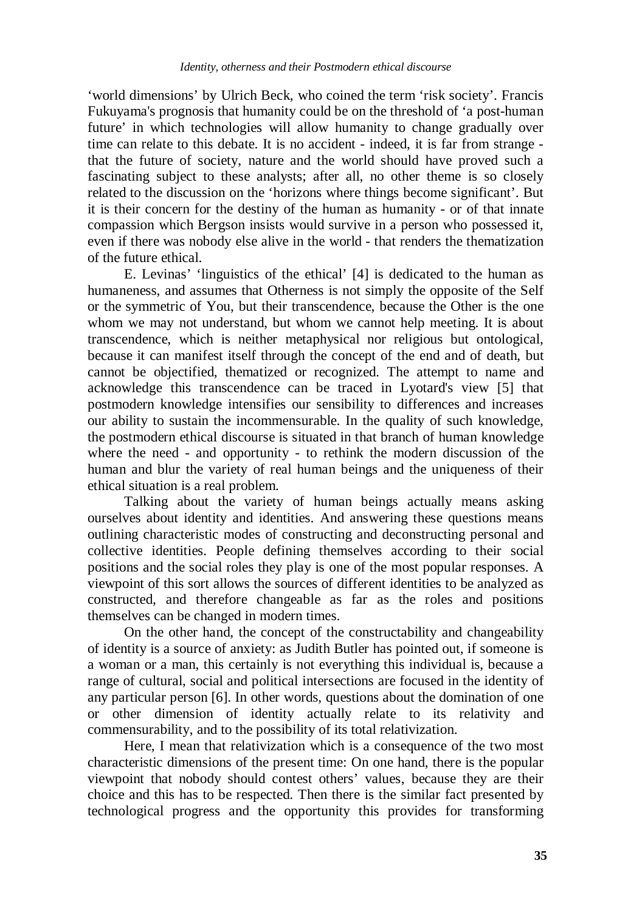'world dimensions' by Ulrich Beck, who coined the term 'risk society'. Francis Fukuyama's prognosis that humanity could be on the threshold of 'a post-human future' in which technologies will allow humanity to change gradually over time can relate to this debate. It is no accident - indeed, it is far from strange - that the future of society, nature and the world should have proved such a fascinating subject to these analysts; after all, no other theme is so closely related to the discussion on the 'horizons where things become significant'. But it is their concern for the destiny of the human as humanity - or of that innate compassion which Bergson insists would survive in a person who possessed it, even if there was nobody else alive in the world - that renders the thematization of the future ethical.

E. Levinas' 'linguistics of the ethical' [4] is dedicated to the human as humaneness, and assumes that Otherness is not simply the opposite of the Self or the symmetric of You, but their transcendence, because the Other is the one whom we may not understand, but whom we cannot help meeting. It is about transcendence, which is neither metaphysical nor religious but ontological, because it can manifest itself through the concept of the end and of death, but cannot be objectified, thematized or recognized. The attempt to name and acknowledge this transcendence can be traced in Lyotard's view [5] that postmodern knowledge intensifies our sensibility to differences and increases our ability to sustain the incommensurable. In the quality of such knowledge, the postmodern ethical discourse is situated in that branch of human knowledge where the need - and opportunity - to rethink the modern discussion of the human and blur the variety of real human beings and the uniqueness of their ethical situation is a real problem.

Talking about the variety of human beings actually means asking ourselves about identity and identities. And answering these questions means outlining characteristic modes of constructing and deconstructing personal and collective identities. People defining themselves according to their social positions and the social roles they play is one of the most popular responses. A viewpoint of this sort allows the sources of different identities to be analyzed as constructed, and therefore changeable as far as the roles and positions themselves can be changed in modern times.

On the other hand, the concept of the constructability and changeability of identity is a source of anxiety: as Judith Butler has pointed out, if someone is a woman or a man, this certainly is not everything this individual is, because a range of cultural, social and political intersections are focused in the identity of any particular person [6]. In other words, questions about the domination of one or other dimension of identity actually relate to its relativity and commensurability, and to the possibility of its total relativization.

Here, I mean that relativization which is a consequence of the two most characteristic dimensions of the present time: On one hand, there is the popular viewpoint that nobody should contest others' values, because they are their choice and this has to be respected. Then there is the similar fact presented by technological progress and the opportunity this provides for transforming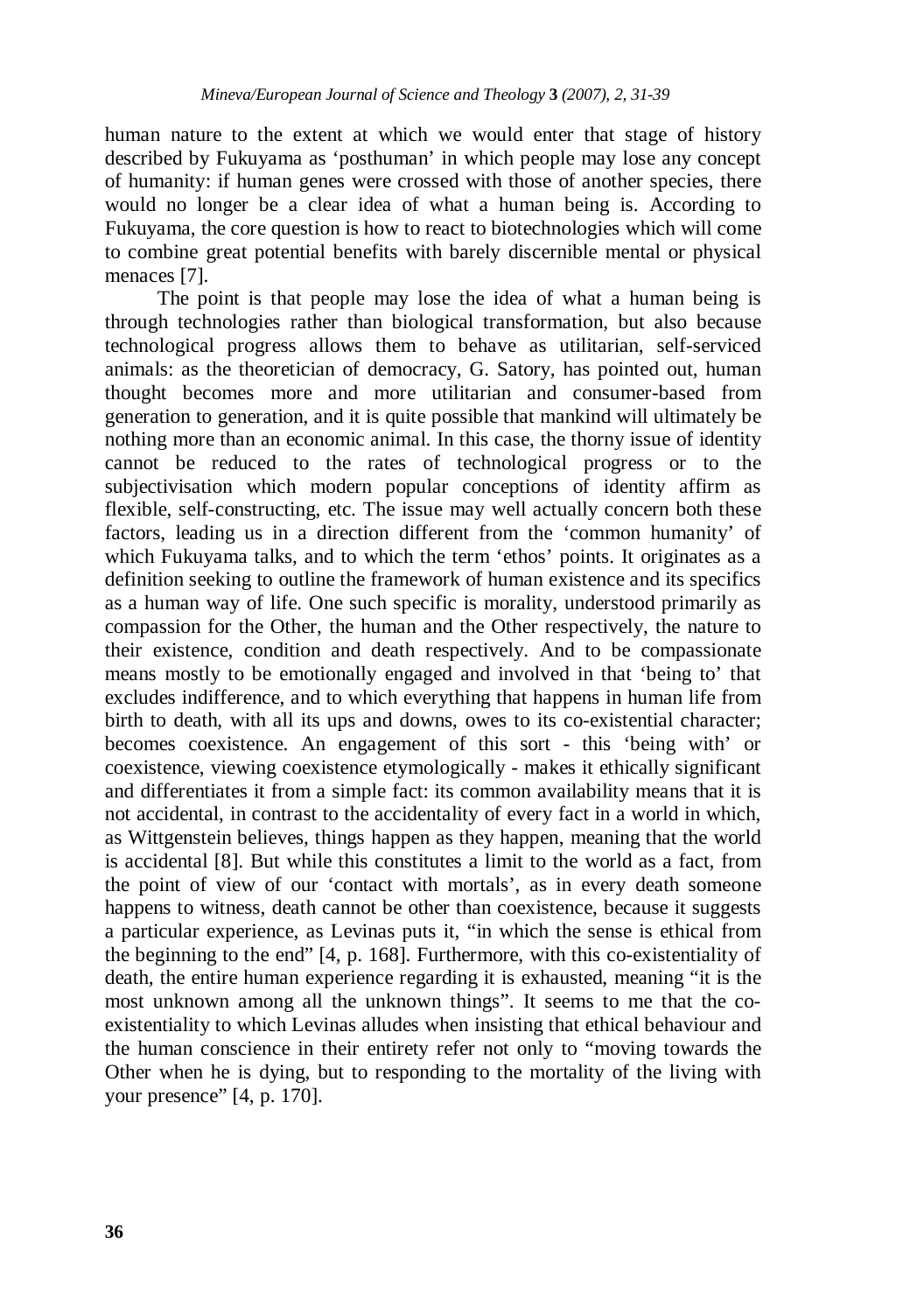human nature to the extent at which we would enter that stage of history described by Fukuyama as 'posthuman' in which people may lose any concept of humanity: if human genes were crossed with those of another species, there would no longer be a clear idea of what a human being is. According to Fukuyama, the core question is how to react to biotechnologies which will come to combine great potential benefits with barely discernible mental or physical menaces [7].

The point is that people may lose the idea of what a human being is through technologies rather than biological transformation, but also because technological progress allows them to behave as utilitarian, self-serviced animals: as the theoretician of democracy, G. Satory, has pointed out, human thought becomes more and more utilitarian and consumer-based from generation to generation, and it is quite possible that mankind will ultimately be nothing more than an economic animal. In this case, the thorny issue of identity cannot be reduced to the rates of technological progress or to the subjectivisation which modern popular conceptions of identity affirm as flexible, self-constructing, etc. The issue may well actually concern both these factors, leading us in a direction different from the 'common humanity' of which Fukuyama talks, and to which the term 'ethos' points. It originates as a definition seeking to outline the framework of human existence and its specifics as a human way of life. One such specific is morality, understood primarily as compassion for the Other, the human and the Other respectively, the nature to their existence, condition and death respectively. And to be compassionate means mostly to be emotionally engaged and involved in that 'being to' that excludes indifference, and to which everything that happens in human life from birth to death, with all its ups and downs, owes to its co-existential character; becomes coexistence. An engagement of this sort - this 'being with' or coexistence, viewing coexistence etymologically - makes it ethically significant and differentiates it from a simple fact: its common availability means that it is not accidental, in contrast to the accidentality of every fact in a world in which, as Wittgenstein believes, things happen as they happen, meaning that the world is accidental [8]. But while this constitutes a limit to the world as a fact, from the point of view of our 'contact with mortals', as in every death someone happens to witness, death cannot be other than coexistence, because it suggests a particular experience, as Levinas puts it, "in which the sense is ethical from the beginning to the end" [4, p. 168]. Furthermore, with this co-existentiality of death, the entire human experience regarding it is exhausted, meaning "it is the most unknown among all the unknown things". It seems to me that the co-existentiality to which Levinas alludes when insisting that ethical behaviour and the human conscience in their entirety refer not only to "moving towards the Other when he is dying, but to responding to the mortality of the living with your presence" [4, p. 170].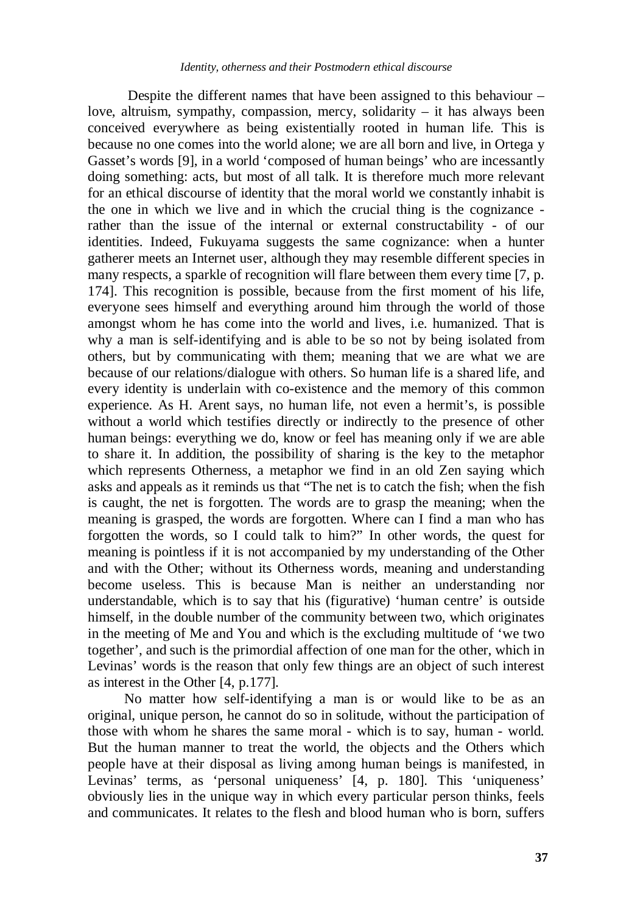Despite the different names that have been assigned to this behaviour – love, altruism, sympathy, compassion, mercy, solidarity – it has always been conceived everywhere as being existentially rooted in human life. This is because no one comes into the world alone; we are all born and live, in Ortega y Gasset's words [9], in a world 'composed of human beings' who are incessantly doing something: acts, but most of all talk. It is therefore much more relevant for an ethical discourse of identity that the moral world we constantly inhabit is the one in which we live and in which the crucial thing is the cognizance - rather than the issue of the internal or external constructability - of our identities. Indeed, Fukuyama suggests the same cognizance: when a hunter gatherer meets an Internet user, although they may resemble different species in many respects, a sparkle of recognition will flare between them every time [7, p. 174]. This recognition is possible, because from the first moment of his life, everyone sees himself and everything around him through the world of those amongst whom he has come into the world and lives, i.e. humanized. That is why a man is self-identifying and is able to be so not by being isolated from others, but by communicating with them; meaning that we are what we are because of our relations/dialogue with others. So human life is a shared life, and every identity is underlain with co-existence and the memory of this common experience. As H. Arent says, no human life, not even a hermit's, is possible without a world which testifies directly or indirectly to the presence of other human beings: everything we do, know or feel has meaning only if we are able to share it. In addition, the possibility of sharing is the key to the metaphor which represents Otherness, a metaphor we find in an old Zen saying which asks and appeals as it reminds us that "The net is to catch the fish; when the fish is caught, the net is forgotten. The words are to grasp the meaning; when the meaning is grasped, the words are forgotten. Where can I find a man who has forgotten the words, so I could talk to him?" In other words, the quest for meaning is pointless if it is not accompanied by my understanding of the Other and with the Other; without its Otherness words, meaning and understanding become useless. This is because Man is neither an understanding nor understandable, which is to say that his (figurative) 'human centre' is outside himself, in the double number of the community between two, which originates in the meeting of Me and You and which is the excluding multitude of 'we two together', and such is the primordial affection of one man for the other, which in Levinas' words is the reason that only few things are an object of such interest as interest in the Other [4, p.177].

No matter how self-identifying a man is or would like to be as an original, unique person, he cannot do so in solitude, without the participation of those with whom he shares the same moral - which is to say, human - world. But the human manner to treat the world, the objects and the Others which people have at their disposal as living among human beings is manifested, in Levinas' terms, as 'personal uniqueness' [4, p. 180]. This 'uniqueness' obviously lies in the unique way in which every particular person thinks, feels and communicates. It relates to the flesh and blood human who is born, suffers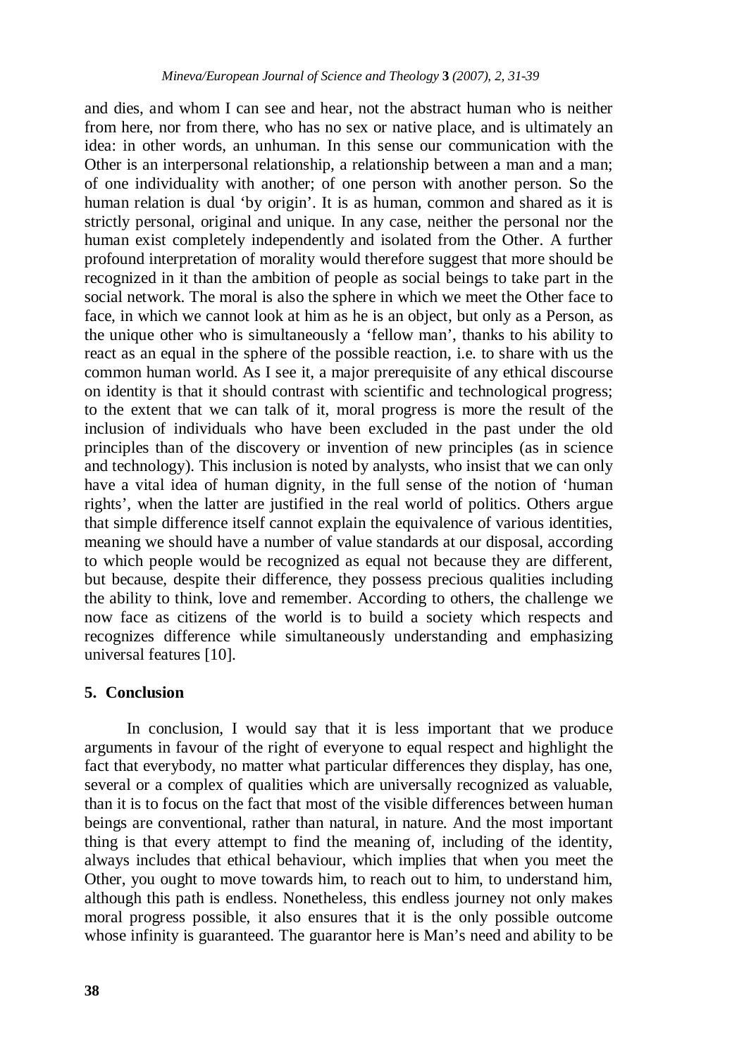and dies, and whom I can see and hear, not the abstract human who is neither from here, nor from there, who has no sex or native place, and is ultimately an idea: in other words, an unhuman. In this sense our communication with the Other is an interpersonal relationship, a relationship between a man and a man; of one individuality with another; of one person with another person. So the human relation is dual 'by origin'. It is as human, common and shared as it is strictly personal, original and unique. In any case, neither the personal nor the human exist completely independently and isolated from the Other. A further profound interpretation of morality would therefore suggest that more should be recognized in it than the ambition of people as social beings to take part in the social network. The moral is also the sphere in which we meet the Other face to face, in which we cannot look at him as he is an object, but only as a Person, as the unique other who is simultaneously a 'fellow man', thanks to his ability to react as an equal in the sphere of the possible reaction, i.e. to share with us the common human world. As I see it, a major prerequisite of any ethical discourse on identity is that it should contrast with scientific and technological progress; to the extent that we can talk of it, moral progress is more the result of the inclusion of individuals who have been excluded in the past under the old principles than of the discovery or invention of new principles (as in science and technology). This inclusion is noted by analysts, who insist that we can only have a vital idea of human dignity, in the full sense of the notion of 'human rights', when the latter are justified in the real world of politics. Others argue that simple difference itself cannot explain the equivalence of various identities, meaning we should have a number of value standards at our disposal, according to which people would be recognized as equal not because they are different, but because, despite their difference, they possess precious qualities including the ability to think, love and remember. According to others, the challenge we now face as citizens of the world is to build a society which respects and recognizes difference while simultaneously understanding and emphasizing universal features [10].

## 5. Conclusion

In conclusion, I would say that it is less important that we produce arguments in favour of the right of everyone to equal respect and highlight the fact that everybody, no matter what particular differences they display, has one, several or a complex of qualities which are universally recognized as valuable, than it is to focus on the fact that most of the visible differences between human beings are conventional, rather than natural, in nature. And the most important thing is that every attempt to find the meaning of, including of the identity, always includes that ethical behaviour, which implies that when you meet the Other, you ought to move towards him, to reach out to him, to understand him, although this path is endless. Nonetheless, this endless journey not only makes moral progress possible, it also ensures that it is the only possible outcome whose infinity is guaranteed. The guarantor here is Man's need and ability to be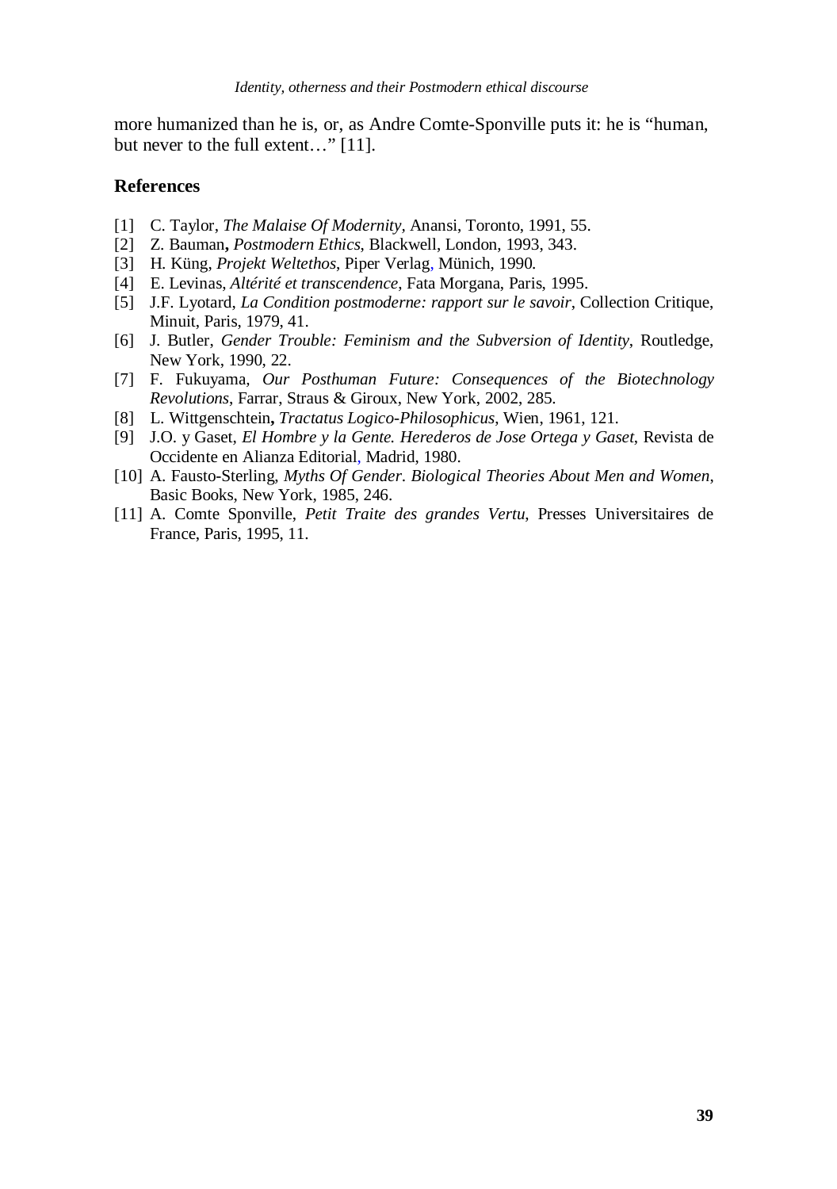more humanized than he is, or, as Andre Comte-Sponville puts it: he is “human, but never to the full extent…” [11].

## References

[1] C. Taylor, *The Malaise Of Modernity*, Anansi, Toronto, 1991, 55.
[2] Z. Bauman**,** *Postmodern Ethics*, Blackwell, London, 1993, 343.
[3] H. Küng, *Projekt Weltethos*, Piper Verlag, Münich, 1990.
[4] E. Levinas, *Altérité et transcendence*, Fata Morgana, Paris, 1995.
[5] J.F. Lyotard, *La Condition postmoderne: rapport sur le savoir*, Collection Critique, Minuit, Paris, 1979, 41.
[6] J. Butler, *Gender Trouble: Feminism and the Subversion of Identity*, Routledge, New York, 1990, 22.
[7] F. Fukuyama, *Our Posthuman Future: Consequences of the Biotechnology Revolutions*, Farrar, Straus & Giroux, New York, 2002, 285.
[8] L. Wittgenschtein**,** *Tractatus Logico-Philosophicus*, Wien, 1961, 121.
[9] J.O. y Gaset, *El Hombre y la Gente. Herederos de Jose Ortega y Gaset*, Revista de Occidente en Alianza Editorial, Madrid, 1980.
[10] A. Fausto-Sterling, *Myths Of Gender. Biological Theories About Men and Women*, Basic Books, New York, 1985, 246.
[11] A. Comte Sponville, *Petit Traite des grandes Vertu*, Presses Universitaires de France, Paris, 1995, 11.